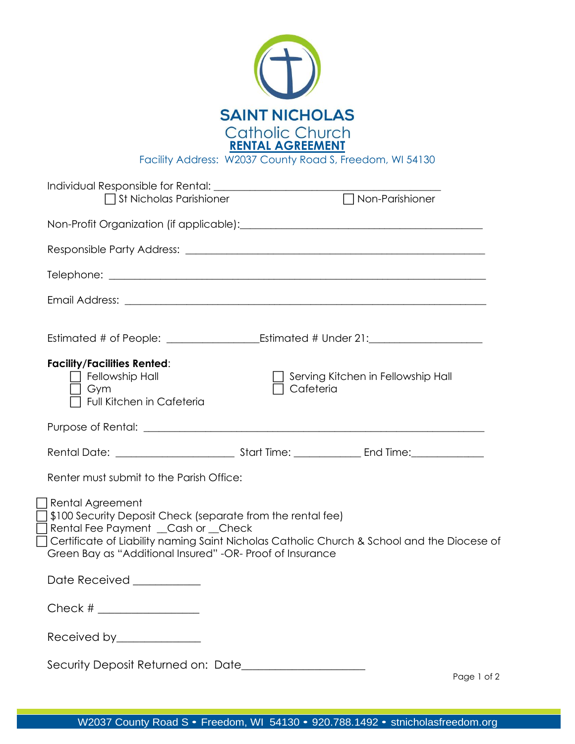# SAINT NICHOLAS
## Catholic Church
### RENTAL AGREEMENT

Facility Address: W2037 County Road S, Freedom, WI 54130

Individual Responsible for Rental: ________________________________________

☐ St Nicholas Parishioner ☐ Non-Parishioner

Non-Profit Organization (if applicable):________________________________________

Responsible Party Address: ________________________________________________

Telephone: ______________________________________________________________

Email Address: ___________________________________________________________

Estimated # of People: ________________Estimated # Under 21:___________________

**Facility/Facilities Rented**:

☐ Fellowship Hall
☐ Gym
☐ Full Kitchen in Cafeteria
☐ Serving Kitchen in Fellowship Hall
☐ Cafeteria

Purpose of Rental: _________________________________________________________

Rental Date: _____________________ Start Time: ____________ End Time:_____________

Renter must submit to the Parish Office:

☐ Rental Agreement
☐ $100 Security Deposit Check (separate from the rental fee)
☐ Rental Fee Payment __Cash or __Check
☐ Certificate of Liability naming Saint Nicholas Catholic Church & School and the Diocese of Green Bay as "Additional Insured" -OR- Proof of Insurance

Date Received ___________

Check # _________________

Received by______________

Security Deposit Returned on: Date_____________________

W2037 County Road S • Freedom, WI 54130 • 920.788.1492 • stnicholasfreedom.org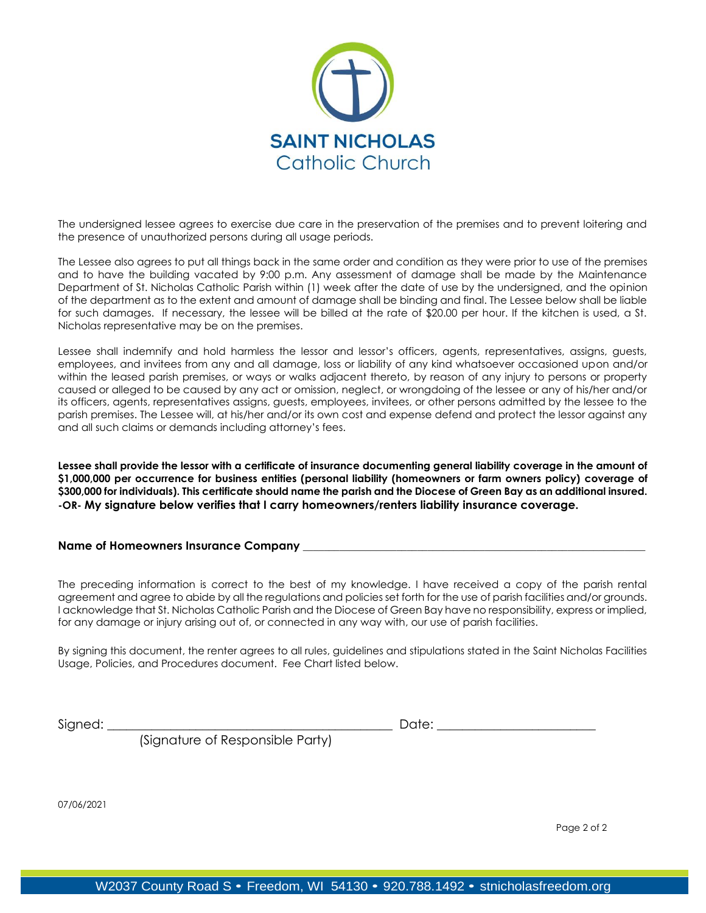**SAINT NICHOLAS**
Catholic Church

The undersigned lessee agrees to exercise due care in the preservation of the premises and to prevent loitering and the presence of unauthorized persons during all usage periods.

The Lessee also agrees to put all things back in the same order and condition as they were prior to use of the premises and to have the building vacated by 9:00 p.m. Any assessment of damage shall be made by the Maintenance Department of St. Nicholas Catholic Parish within (1) week after the date of use by the undersigned, and the opinion of the department as to the extent and amount of damage shall be binding and final. The Lessee below shall be liable for such damages. If necessary, the lessee will be billed at the rate of $20.00 per hour. If the kitchen is used, a St. Nicholas representative may be on the premises.

Lessee shall indemnify and hold harmless the lessor and lessor's officers, agents, representatives, assigns, guests, employees, and invitees from any and all damage, loss or liability of any kind whatsoever occasioned upon and/or within the leased parish premises, or ways or walks adjacent thereto, by reason of any injury to persons or property caused or alleged to be caused by any act or omission, neglect, or wrongdoing of the lessee or any of his/her and/or its officers, agents, representatives assigns, guests, employees, invitees, or other persons admitted by the lessee to the parish premises. The Lessee will, at his/her and/or its own cost and expense defend and protect the lessor against any and all such claims or demands including attorney's fees.

**Lessee shall provide the lessor with a certificate of insurance documenting general liability coverage in the amount of $1,000,000 per occurrence for business entities (personal liability (homeowners or farm owners policy) coverage of $300,000 for individuals). This certificate should name the parish and the Diocese of Green Bay as an additional insured. -OR- My signature below verifies that I carry homeowners/renters liability insurance coverage.**

**Name of Homeowners Insurance Company** ______________________________________________

The preceding information is correct to the best of my knowledge. I have received a copy of the parish rental agreement and agree to abide by all the regulations and policies set forth for the use of parish facilities and/or grounds. I acknowledge that St. Nicholas Catholic Parish and the Diocese of Green Bay have no responsibility, express or implied, for any damage or injury arising out of, or connected in any way with, our use of parish facilities.

By signing this document, the renter agrees to all rules, guidelines and stipulations stated in the Saint Nicholas Facilities Usage, Policies, and Procedures document. Fee Chart listed below.

Signed: ______________________________________ Date: ____________________

(Signature of Responsible Party)

07/06/2021

W2037 County Road S • Freedom, WI 54130 • 920.788.1492 • stnicholasfreedom.org